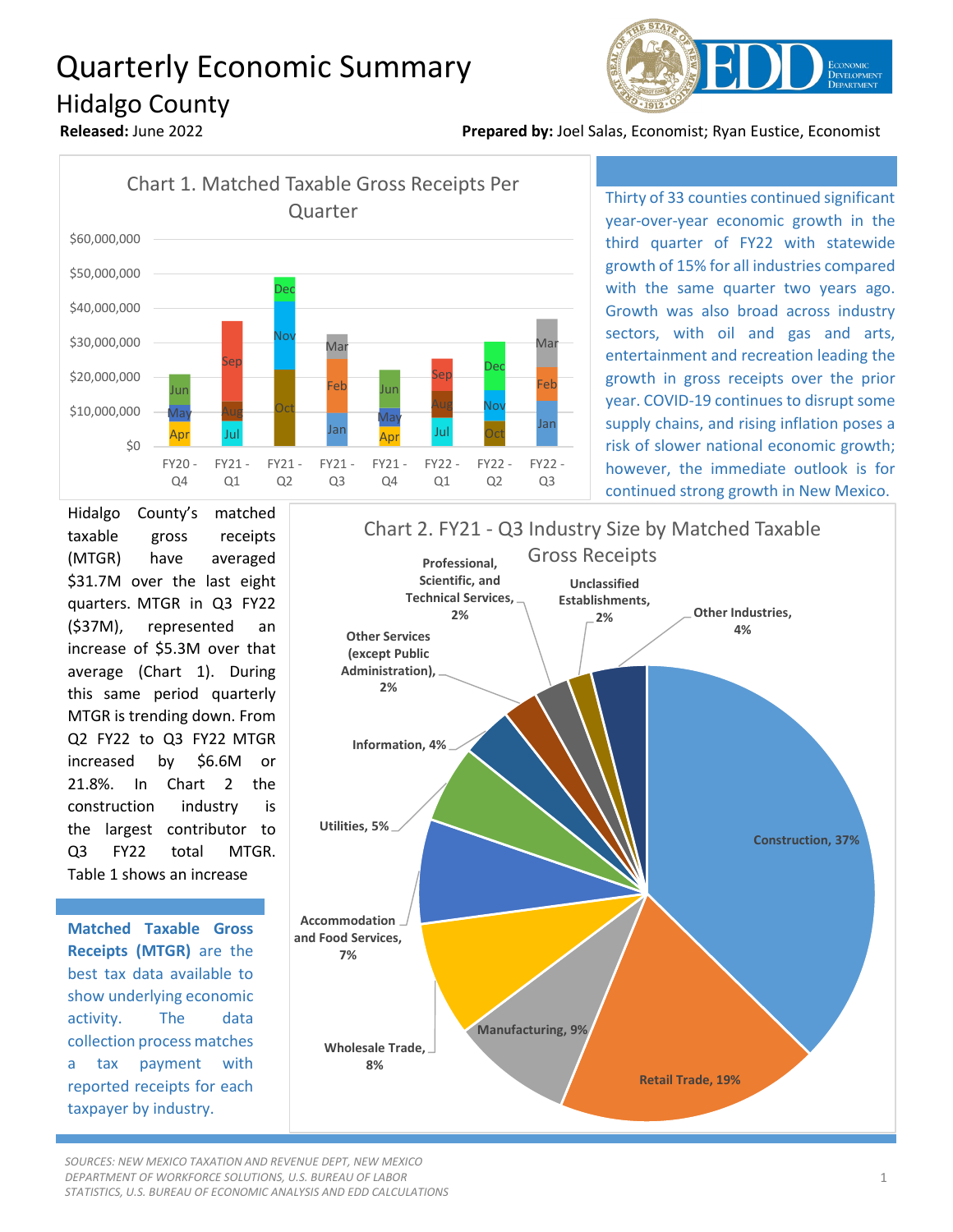# Quarterly Economic Summary

## Hidalgo County

**Released:** June 2022

**Prepared by:** Joel Salas, Economist; Ryan Eustice, Economist

Chart 1. Matched Taxable Gross Receipts Per Quarter

$60,000,000
$50,000,000
$40,000,000
$30,000,000
$20,000,000
$10,000,000
$0

FY20 - Q4: Apr, May, Jun
FY21 - Q1: Jul, Aug, Sep
FY21 - Q2: Oct, Nov, Dec
FY21 - Q3: Jan, Feb, Mar
FY21 - Q4: Apr, May, Jun
FY22 - Q1: Jul, Aug, Sep
FY22 - Q2: Oct, Nov, Dec
FY22 - Q3: Jan, Feb, Mar

Thirty of 33 counties continued significant year-over-year economic growth in the third quarter of FY22 with statewide growth of 15% for all industries compared with the same quarter two years ago. Growth was also broad across industry sectors, with oil and gas and arts, entertainment and recreation leading the growth in gross receipts over the prior year. COVID-19 continues to disrupt some supply chains, and rising inflation poses a risk of slower national economic growth; however, the immediate outlook is for continued strong growth in New Mexico.

Hidalgo County's matched taxable gross receipts (MTGR) have averaged $31.7M over the last eight quarters. MTGR in Q3 FY22 ($37M), represented an increase of $5.3M over that average (Chart 1). During this same period quarterly MTGR is trending down. From Q2 FY22 to Q3 FY22 MTGR increased by $6.6M or 21.8%. In Chart 2 the construction industry is the largest contributor to Q3 FY22 total MTGR. Table 1 shows an increase

**Matched Taxable Gross Receipts (MTGR)** are the best tax data available to show underlying economic activity. The data collection process matches a tax payment with reported receipts for each taxpayer by industry.

Chart 2. FY21 - Q3 Industry Size by Matched Taxable Gross Receipts

Construction, 37%
Retail Trade, 19%
Manufacturing, 9%
Wholesale Trade, 8%
Accommodation and Food Services, 7%
Utilities, 5%
Information, 4%
Other Services (except Public Administration), 2%
Professional, Scientific, and Technical Services, 2%
Unclassified Establishments, 2%
Other Industries, 4%

*SOURCES: NEW MEXICO TAXATION AND REVENUE DEPT, NEW MEXICO DEPARTMENT OF WORKFORCE SOLUTIONS, U.S. BUREAU OF LABOR STATISTICS, U.S. BUREAU OF ECONOMIC ANALYSIS AND EDD CALCULATIONS*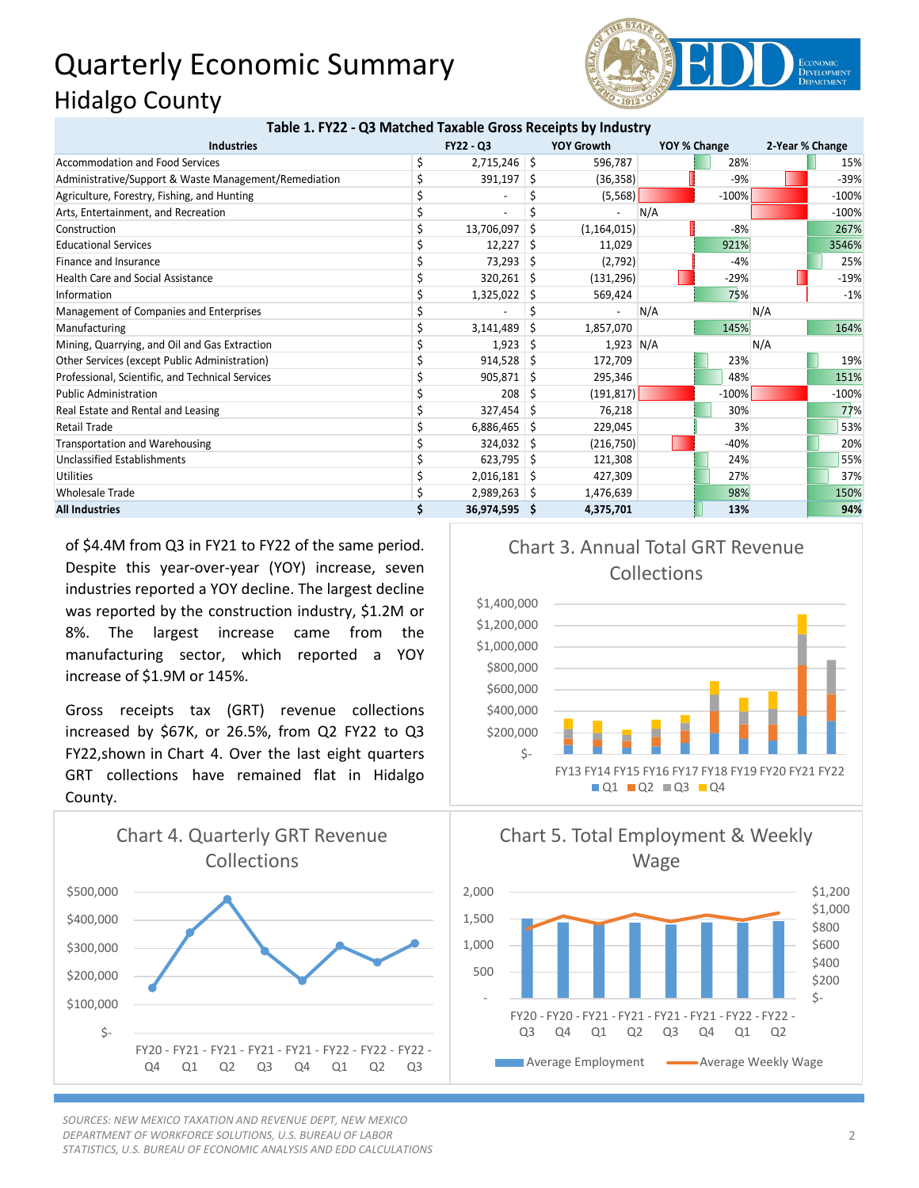# Quarterly Economic Summary

## Hidalgo County

**Table 1. FY22 - Q3 Matched Taxable Gross Receipts by Industry**

| Industries | FY22 - Q3 | YOY Growth | YOY % Change | 2-Year % Change |
|---|---|---|---|---|
| Accommodation and Food Services | $ 2,715,246 | $ 596,787 | 28% | 15% |
| Administrative/Support & Waste Management/Remediation | $ 391,197 | $ (36,358) | -9% | -39% |
| Agriculture, Forestry, Fishing, and Hunting | $ - | $ (5,568) | -100% | -100% |
| Arts, Entertainment, and Recreation | $ - | $ - | N/A | -100% |
| Construction | $ 13,706,097 | $ (1,164,015) | -8% | 267% |
| Educational Services | $ 12,227 | $ 11,029 | 921% | 3546% |
| Finance and Insurance | $ 73,293 | $ (2,792) | -4% | 25% |
| Health Care and Social Assistance | $ 320,261 | $ (131,296) | -29% | -19% |
| Information | $ 1,325,022 | $ 569,424 | 75% | -1% |
| Management of Companies and Enterprises | $ - | $ - | N/A | N/A |
| Manufacturing | $ 3,141,489 | $ 1,857,070 | 145% | 164% |
| Mining, Quarrying, and Oil and Gas Extraction | $ 1,923 | $ 1,923 | N/A | N/A |
| Other Services (except Public Administration) | $ 914,528 | $ 172,709 | 23% | 19% |
| Professional, Scientific, and Technical Services | $ 905,871 | $ 295,346 | 48% | 151% |
| Public Administration | $ 208 | $ (191,817) | -100% | -100% |
| Real Estate and Rental and Leasing | $ 327,454 | $ 76,218 | 30% | 77% |
| Retail Trade | $ 6,886,465 | $ 229,045 | 3% | 53% |
| Transportation and Warehousing | $ 324,032 | $ (216,750) | -40% | 20% |
| Unclassified Establishments | $ 623,795 | $ 121,308 | 24% | 55% |
| Utilities | $ 2,016,181 | $ 427,309 | 27% | 37% |
| Wholesale Trade | $ 2,989,263 | $ 1,476,639 | 98% | 150% |
| **All Industries** | **$ 36,974,595** | **$ 4,375,701** | **13%** | **94%** |

of $4.4M from Q3 in FY21 to FY22 of the same period. Despite this year-over-year (YOY) increase, seven industries reported a YOY decline. The largest decline was reported by the construction industry, $1.2M or 8%. The largest increase came from the manufacturing sector, which reported a YOY increase of $1.9M or 145%.

Gross receipts tax (GRT) revenue collections increased by $67K, or 26.5%, from Q2 FY22 to Q3 FY22,shown in Chart 4. Over the last eight quarters GRT collections have remained flat in Hidalgo County.

Chart 3. Annual Total GRT Revenue Collections

$1,400,000
$1,200,000
$1,000,000
$800,000
$600,000
$400,000
$200,000
$-

FY13 FY14 FY15 FY16 FY17 FY18 FY19 FY20 FY21 FY22

Q1 Q2 Q3 Q4

Chart 4. Quarterly GRT Revenue Collections

$500,000
$400,000
$300,000
$200,000
$100,000
$-

FY20 - Q4, FY21 - Q1, FY21 - Q2, FY21 - Q3, FY21 - Q4, FY22 - Q1, FY22 - Q2, FY22 - Q3

Chart 5. Total Employment & Weekly Wage

2,000
1,500
1,000
500
-

$1,200
$1,000
$800
$600
$400
$200
$-

FY20 - Q3, FY20 - Q4, FY21 - Q1, FY21 - Q2, FY21 - Q3, FY21 - Q4, FY22 - Q1, FY22 - Q2

Average Employment
Average Weekly Wage

*SOURCES: NEW MEXICO TAXATION AND REVENUE DEPT, NEW MEXICO DEPARTMENT OF WORKFORCE SOLUTIONS, U.S. BUREAU OF LABOR STATISTICS, U.S. BUREAU OF ECONOMIC ANALYSIS AND EDD CALCULATIONS*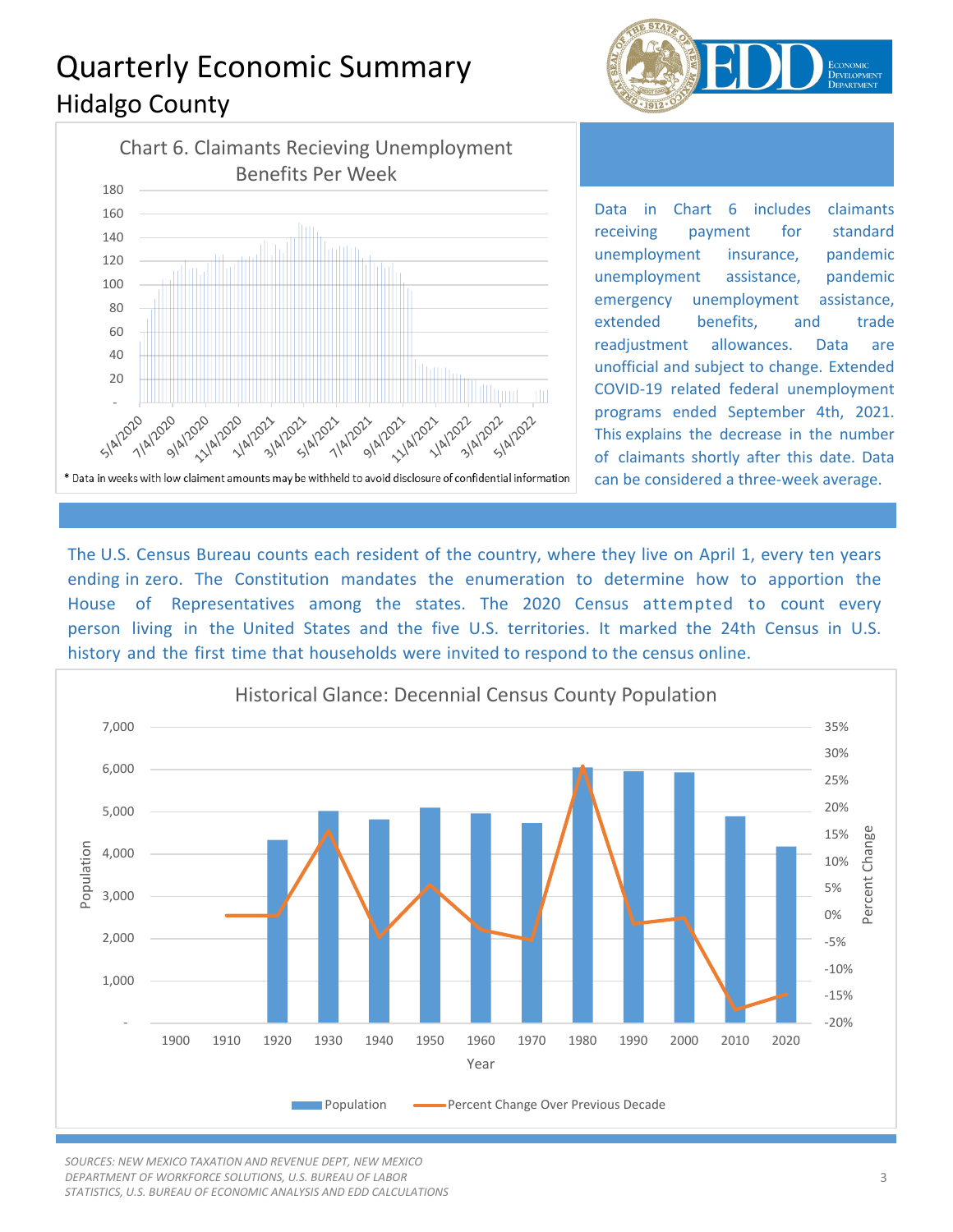# Quarterly Economic Summary

## Hidalgo County

Chart 6. Claimants Recieving Unemployment Benefits Per Week

180
160
140
120
100
80
60
40
20
-

5/4/2020 7/4/2020 9/4/2020 11/4/2020 1/4/2021 3/4/2021 5/4/2021 7/4/2021 9/4/2021 11/4/2021 1/4/2022 3/4/2022 5/4/2022

\* Data in weeks with low claiment amounts may be withheld to avoid disclosure of confidential information

Data in Chart 6 includes claimants receiving payment for standard unemployment insurance, pandemic unemployment assistance, pandemic emergency unemployment assistance, extended benefits, and trade readjustment allowances. Data are unofficial and subject to change. Extended COVID-19 related federal unemployment programs ended September 4th, 2021. This explains the decrease in the number of claimants shortly after this date. Data can be considered a three-week average.

The U.S. Census Bureau counts each resident of the country, where they live on April 1, every ten years ending in zero. The Constitution mandates the enumeration to determine how to apportion the House of Representatives among the states. The 2020 Census attempted to count every person living in the United States and the five U.S. territories. It marked the 24th Census in U.S. history and the first time that households were invited to respond to the census online.

Historical Glance: Decennial Census County Population

Population: 7,000 6,000 5,000 4,000 3,000 2,000 1,000 -

Percent Change: 35% 30% 25% 20% 15% 10% 5% 0% -5% -10% -15% -20%

Year: 1900 1910 1920 1930 1940 1950 1960 1970 1980 1990 2000 2010 2020

Population — Percent Change Over Previous Decade

*SOURCES: NEW MEXICO TAXATION AND REVENUE DEPT, NEW MEXICO DEPARTMENT OF WORKFORCE SOLUTIONS, U.S. BUREAU OF LABOR STATISTICS, U.S. BUREAU OF ECONOMIC ANALYSIS AND EDD CALCULATIONS*